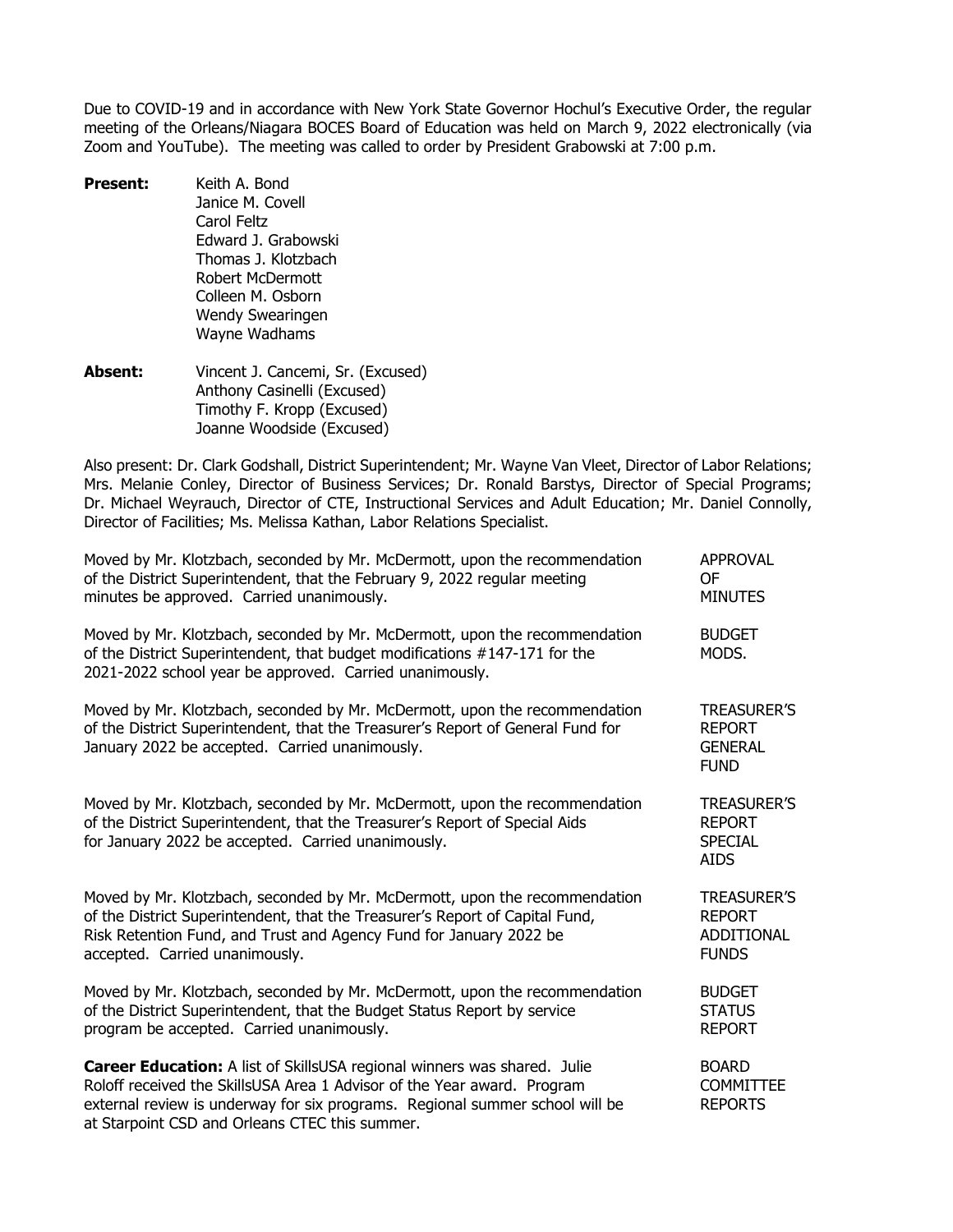Due to COVID-19 and in accordance with New York State Governor Hochul's Executive Order, the regular meeting of the Orleans/Niagara BOCES Board of Education was held on March 9, 2022 electronically (via Zoom and YouTube). The meeting was called to order by President Grabowski at 7:00 p.m.

**Present:**
Keith A. Bond
Janice M. Covell
Carol Feltz
Edward J. Grabowski
Thomas J. Klotzbach
Robert McDermott
Colleen M. Osborn
Wendy Swearingen
Wayne Wadhams

**Absent:**
Vincent J. Cancemi, Sr. (Excused)
Anthony Casinelli (Excused)
Timothy F. Kropp (Excused)
Joanne Woodside (Excused)

Also present: Dr. Clark Godshall, District Superintendent; Mr. Wayne Van Vleet, Director of Labor Relations; Mrs. Melanie Conley, Director of Business Services; Dr. Ronald Barstys, Director of Special Programs; Dr. Michael Weyrauch, Director of CTE, Instructional Services and Adult Education; Mr. Daniel Connolly, Director of Facilities; Ms. Melissa Kathan, Labor Relations Specialist.

APPROVAL OF MINUTES

Moved by Mr. Klotzbach, seconded by Mr. McDermott, upon the recommendation of the District Superintendent, that the February 9, 2022 regular meeting minutes be approved. Carried unanimously.

BUDGET MODS.

Moved by Mr. Klotzbach, seconded by Mr. McDermott, upon the recommendation of the District Superintendent, that budget modifications #147-171 for the 2021-2022 school year be approved. Carried unanimously.

TREASURER'S REPORT GENERAL FUND

Moved by Mr. Klotzbach, seconded by Mr. McDermott, upon the recommendation of the District Superintendent, that the Treasurer's Report of General Fund for January 2022 be accepted. Carried unanimously.

TREASURER'S REPORT SPECIAL AIDS

Moved by Mr. Klotzbach, seconded by Mr. McDermott, upon the recommendation of the District Superintendent, that the Treasurer's Report of Special Aids for January 2022 be accepted. Carried unanimously.

TREASURER'S REPORT ADDITIONAL FUNDS

Moved by Mr. Klotzbach, seconded by Mr. McDermott, upon the recommendation of the District Superintendent, that the Treasurer's Report of Capital Fund, Risk Retention Fund, and Trust and Agency Fund for January 2022 be accepted. Carried unanimously.

BUDGET STATUS REPORT

Moved by Mr. Klotzbach, seconded by Mr. McDermott, upon the recommendation of the District Superintendent, that the Budget Status Report by service program be accepted. Carried unanimously.

BOARD COMMITTEE REPORTS

**Career Education:** A list of SkillsUSA regional winners was shared. Julie Roloff received the SkillsUSA Area 1 Advisor of the Year award. Program external review is underway for six programs. Regional summer school will be at Starpoint CSD and Orleans CTEC this summer.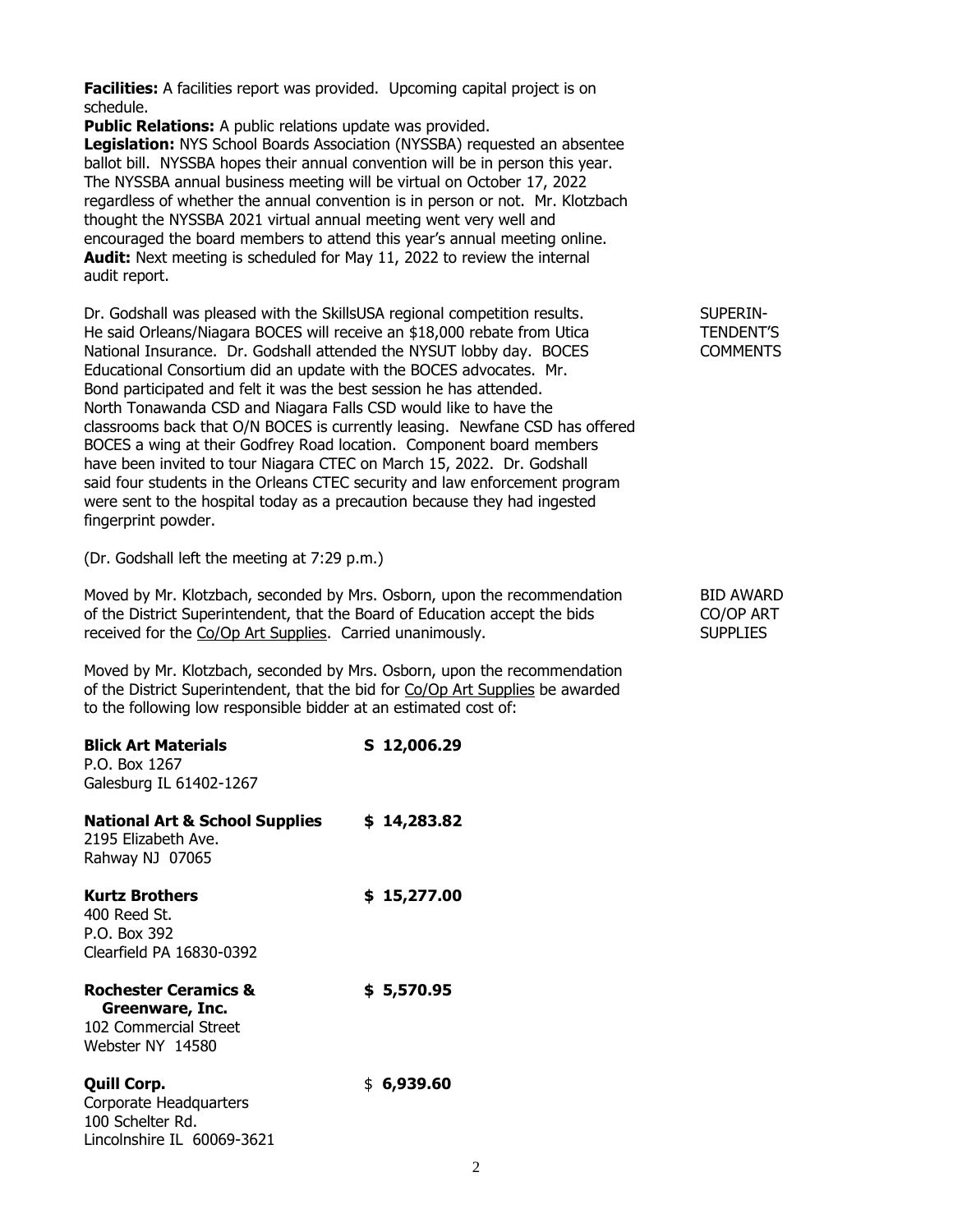**Facilities:** A facilities report was provided. Upcoming capital project is on schedule.
**Public Relations:** A public relations update was provided.
**Legislation:** NYS School Boards Association (NYSSBA) requested an absentee ballot bill. NYSSBA hopes their annual convention will be in person this year. The NYSSBA annual business meeting will be virtual on October 17, 2022 regardless of whether the annual convention is in person or not. Mr. Klotzbach thought the NYSSBA 2021 virtual annual meeting went very well and encouraged the board members to attend this year's annual meeting online.
**Audit:** Next meeting is scheduled for May 11, 2022 to review the internal audit report.

SUPERINTENDENT'S COMMENTS

Dr. Godshall was pleased with the SkillsUSA regional competition results. He said Orleans/Niagara BOCES will receive an $18,000 rebate from Utica National Insurance. Dr. Godshall attended the NYSUT lobby day. BOCES Educational Consortium did an update with the BOCES advocates. Mr. Bond participated and felt it was the best session he has attended. North Tonawanda CSD and Niagara Falls CSD would like to have the classrooms back that O/N BOCES is currently leasing. Newfane CSD has offered BOCES a wing at their Godfrey Road location. Component board members have been invited to tour Niagara CTEC on March 15, 2022. Dr. Godshall said four students in the Orleans CTEC security and law enforcement program were sent to the hospital today as a precaution because they had ingested fingerprint powder.

(Dr. Godshall left the meeting at 7:29 p.m.)

BID AWARD CO/OP ART SUPPLIES

Moved by Mr. Klotzbach, seconded by Mrs. Osborn, upon the recommendation of the District Superintendent, that the Board of Education accept the bids received for the Co/Op Art Supplies. Carried unanimously.

Moved by Mr. Klotzbach, seconded by Mrs. Osborn, upon the recommendation of the District Superintendent, that the bid for Co/Op Art Supplies be awarded to the following low responsible bidder at an estimated cost of:

| Bidder | Estimated Cost |
|---|---|
| **Blick Art Materials**<br>P.O. Box 1267<br>Galesburg IL 61402-1267 | **S 12,006.29** |
| **National Art & School Supplies**<br>2195 Elizabeth Ave.<br>Rahway NJ 07065 | **$ 14,283.82** |
| **Kurtz Brothers**<br>400 Reed St.<br>P.O. Box 392<br>Clearfield PA 16830-0392 | **$ 15,277.00** |
| **Rochester Ceramics & Greenware, Inc.**<br>102 Commercial Street<br>Webster NY 14580 | **$ 5,570.95** |
| **Quill Corp.**<br>Corporate Headquarters<br>100 Schelter Rd.<br>Lincolnshire IL 60069-3621 | $ **6,939.60** |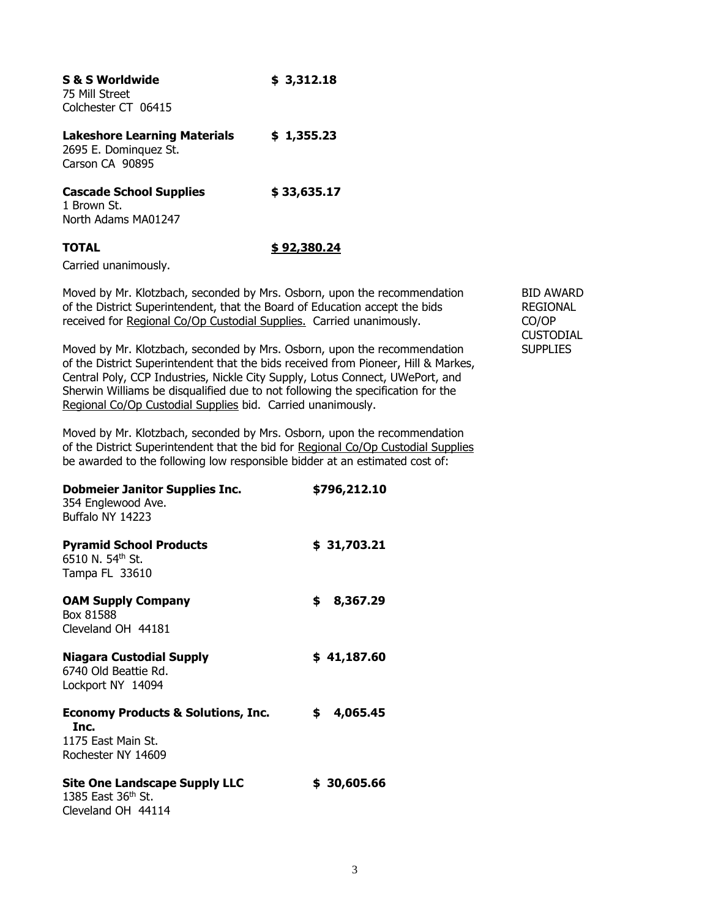**S & S Worldwide** **$ 3,312.18**
75 Mill Street
Colchester CT 06415

**Lakeshore Learning Materials** **$ 1,355.23**
2695 E. Dominquez St.
Carson CA 90895

**Cascade School Supplies** **$ 33,635.17**
1 Brown St.
North Adams MA01247

**TOTAL** **<u>$ 92,380.24</u>**

Carried unanimously.

BID AWARD REGIONAL CO/OP CUSTODIAL SUPPLIES

Moved by Mr. Klotzbach, seconded by Mrs. Osborn, upon the recommendation of the District Superintendent, that the Board of Education accept the bids received for <u>Regional Co/Op Custodial Supplies.</u> Carried unanimously.

Moved by Mr. Klotzbach, seconded by Mrs. Osborn, upon the recommendation of the District Superintendent that the bids received from Pioneer, Hill & Markes, Central Poly, CCP Industries, Nickle City Supply, Lotus Connect, UWePort, and Sherwin Williams be disqualified due to not following the specification for the <u>Regional Co/Op Custodial Supplies</u> bid. Carried unanimously.

Moved by Mr. Klotzbach, seconded by Mrs. Osborn, upon the recommendation of the District Superintendent that the bid for <u>Regional Co/Op Custodial Supplies</u> be awarded to the following low responsible bidder at an estimated cost of:

**Dobmeier Janitor Supplies Inc.** **$796,212.10**
354 Englewood Ave.
Buffalo NY 14223

**Pyramid School Products** **$ 31,703.21**
6510 N. 54th St.
Tampa FL 33610

**OAM Supply Company** **$ 8,367.29**
Box 81588
Cleveland OH 44181

**Niagara Custodial Supply** **$ 41,187.60**
6740 Old Beattie Rd.
Lockport NY 14094

**Economy Products & Solutions, Inc. Inc.** **$ 4,065.45**
1175 East Main St.
Rochester NY 14609

**Site One Landscape Supply LLC** **$ 30,605.66**
1385 East 36th St.
Cleveland OH 44114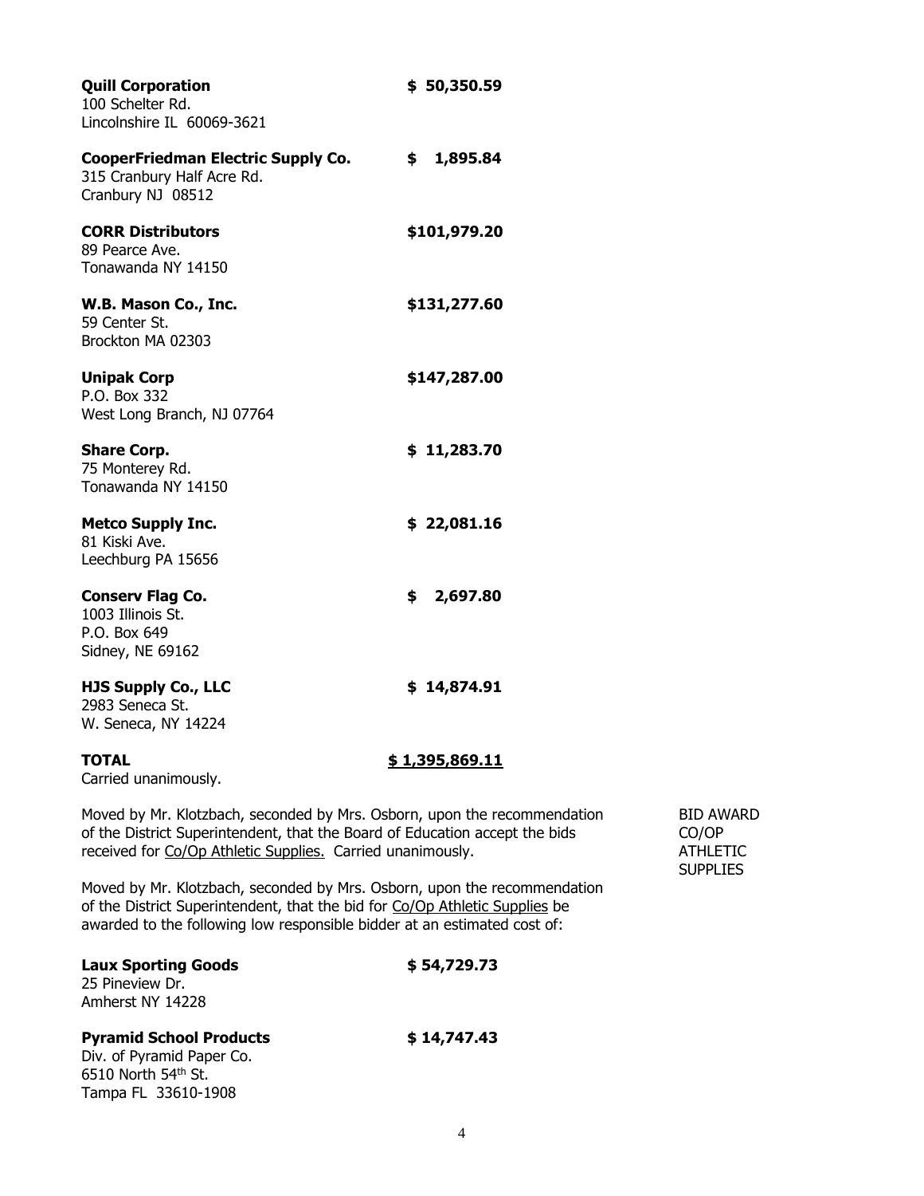**Quill Corporation** **$ 50,350.59**
100 Schelter Rd.
Lincolnshire IL 60069-3621

**CooperFriedman Electric Supply Co.** **$ 1,895.84**
315 Cranbury Half Acre Rd.
Cranbury NJ 08512

**CORR Distributors** **$101,979.20**
89 Pearce Ave.
Tonawanda NY 14150

**W.B. Mason Co., Inc.** **$131,277.60**
59 Center St.
Brockton MA 02303

**Unipak Corp** **$147,287.00**
P.O. Box 332
West Long Branch, NJ 07764

**Share Corp.** **$ 11,283.70**
75 Monterey Rd.
Tonawanda NY 14150

**Metco Supply Inc.** **$ 22,081.16**
81 Kiski Ave.
Leechburg PA 15656

**Conserv Flag Co.** **$ 2,697.80**
1003 Illinois St.
P.O. Box 649
Sidney, NE 69162

**HJS Supply Co., LLC** **$ 14,874.91**
2983 Seneca St.
W. Seneca, NY 14224

**TOTAL** **$ 1,395,869.11**
Carried unanimously.

BID AWARD CO/OP ATHLETIC SUPPLIES

Moved by Mr. Klotzbach, seconded by Mrs. Osborn, upon the recommendation of the District Superintendent, that the Board of Education accept the bids received for Co/Op Athletic Supplies. Carried unanimously.

Moved by Mr. Klotzbach, seconded by Mrs. Osborn, upon the recommendation of the District Superintendent, that the bid for Co/Op Athletic Supplies be awarded to the following low responsible bidder at an estimated cost of:

**Laux Sporting Goods** **$ 54,729.73**
25 Pineview Dr.
Amherst NY 14228

**Pyramid School Products** **$ 14,747.43**
Div. of Pyramid Paper Co.
6510 North 54th St.
Tampa FL 33610-1908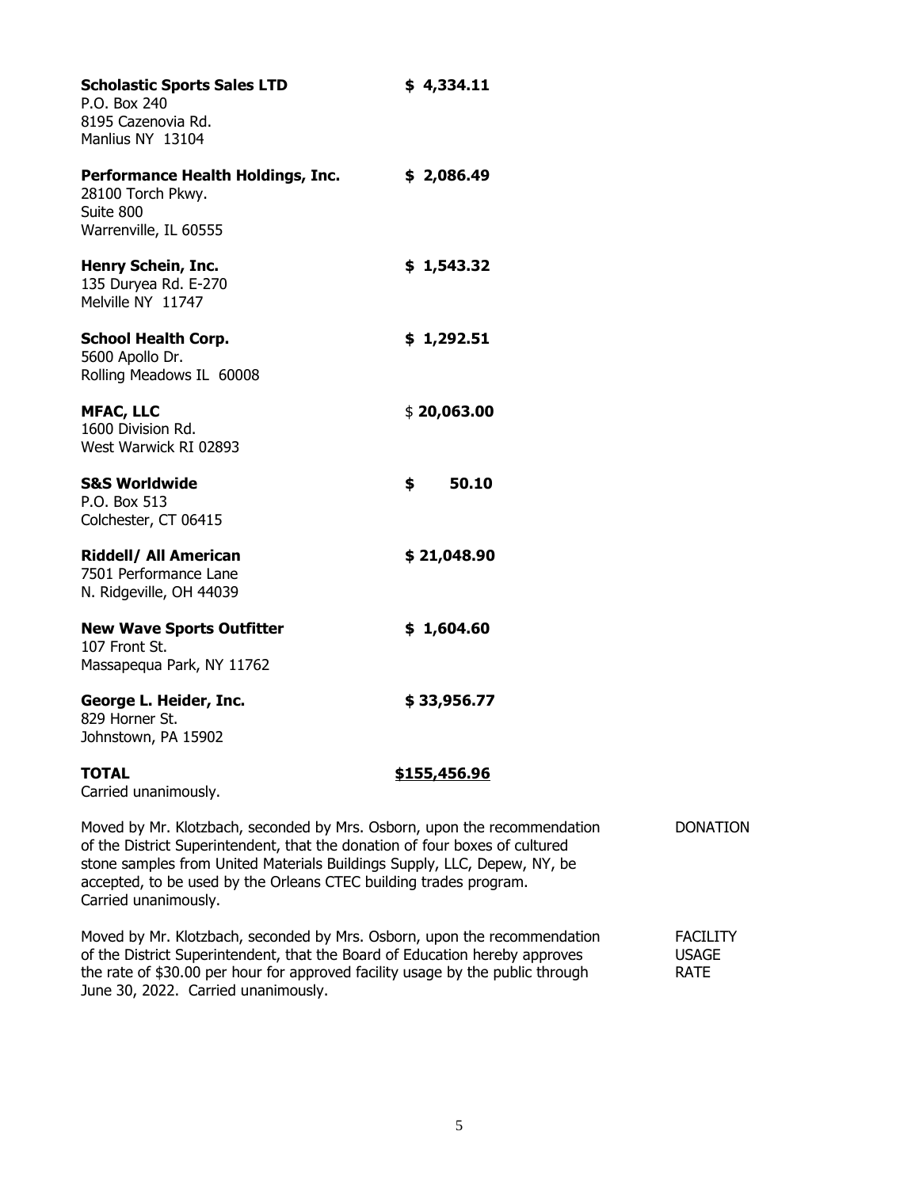**Scholastic Sports Sales LTD** **$ 4,334.11**
P.O. Box 240
8195 Cazenovia Rd.
Manlius NY 13104

**Performance Health Holdings, Inc.** **$ 2,086.49**
28100 Torch Pkwy.
Suite 800
Warrenville, IL 60555

**Henry Schein, Inc.** **$ 1,543.32**
135 Duryea Rd. E-270
Melville NY 11747

**School Health Corp.** **$ 1,292.51**
5600 Apollo Dr.
Rolling Meadows IL 60008

**MFAC, LLC** $ **20,063.00**
1600 Division Rd.
West Warwick RI 02893

**S&S Worldwide** **$ 50.10**
P.O. Box 513
Colchester, CT 06415

**Riddell/ All American** **$ 21,048.90**
7501 Performance Lane
N. Ridgeville, OH 44039

**New Wave Sports Outfitter** **$ 1,604.60**
107 Front St.
Massapequa Park, NY 11762

**George L. Heider, Inc.** **$ 33,956.77**
829 Horner St.
Johnstown, PA 15902

**TOTAL** **$155,456.96**
Carried unanimously.

Moved by Mr. Klotzbach, seconded by Mrs. Osborn, upon the recommendation of the District Superintendent, that the donation of four boxes of cultured stone samples from United Materials Buildings Supply, LLC, Depew, NY, be accepted, to be used by the Orleans CTEC building trades program. Carried unanimously. DONATION

Moved by Mr. Klotzbach, seconded by Mrs. Osborn, upon the recommendation of the District Superintendent, that the Board of Education hereby approves the rate of $30.00 per hour for approved facility usage by the public through June 30, 2022. Carried unanimously. FACILITY USAGE RATE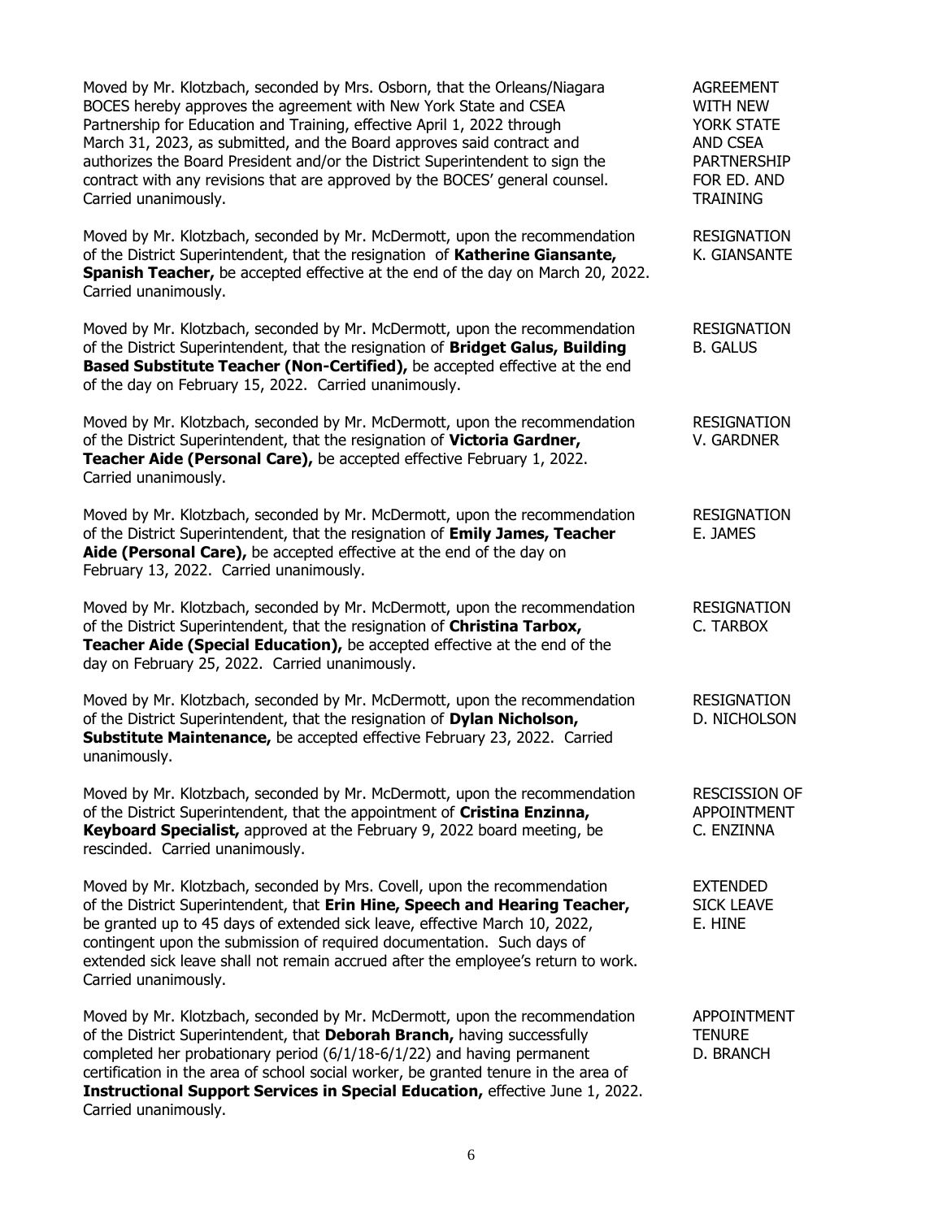Moved by Mr. Klotzbach, seconded by Mrs. Osborn, that the Orleans/Niagara BOCES hereby approves the agreement with New York State and CSEA Partnership for Education and Training, effective April 1, 2022 through March 31, 2023, as submitted, and the Board approves said contract and authorizes the Board President and/or the District Superintendent to sign the contract with any revisions that are approved by the BOCES' general counsel. Carried unanimously.

AGREEMENT WITH NEW YORK STATE AND CSEA PARTNERSHIP FOR ED. AND TRAINING

Moved by Mr. Klotzbach, seconded by Mr. McDermott, upon the recommendation of the District Superintendent, that the resignation of **Katherine Giansante, Spanish Teacher,** be accepted effective at the end of the day on March 20, 2022. Carried unanimously.

RESIGNATION K. GIANSANTE

Moved by Mr. Klotzbach, seconded by Mr. McDermott, upon the recommendation of the District Superintendent, that the resignation of **Bridget Galus, Building Based Substitute Teacher (Non-Certified),** be accepted effective at the end of the day on February 15, 2022. Carried unanimously.

RESIGNATION B. GALUS

Moved by Mr. Klotzbach, seconded by Mr. McDermott, upon the recommendation of the District Superintendent, that the resignation of **Victoria Gardner, Teacher Aide (Personal Care),** be accepted effective February 1, 2022. Carried unanimously.

RESIGNATION V. GARDNER

Moved by Mr. Klotzbach, seconded by Mr. McDermott, upon the recommendation of the District Superintendent, that the resignation of **Emily James, Teacher Aide (Personal Care),** be accepted effective at the end of the day on February 13, 2022. Carried unanimously.

RESIGNATION E. JAMES

Moved by Mr. Klotzbach, seconded by Mr. McDermott, upon the recommendation of the District Superintendent, that the resignation of **Christina Tarbox, Teacher Aide (Special Education),** be accepted effective at the end of the day on February 25, 2022. Carried unanimously.

RESIGNATION C. TARBOX

Moved by Mr. Klotzbach, seconded by Mr. McDermott, upon the recommendation of the District Superintendent, that the resignation of **Dylan Nicholson, Substitute Maintenance,** be accepted effective February 23, 2022. Carried unanimously.

RESIGNATION D. NICHOLSON

Moved by Mr. Klotzbach, seconded by Mr. McDermott, upon the recommendation of the District Superintendent, that the appointment of **Cristina Enzinna, Keyboard Specialist,** approved at the February 9, 2022 board meeting, be rescinded. Carried unanimously.

RESCISSION OF APPOINTMENT C. ENZINNA

Moved by Mr. Klotzbach, seconded by Mrs. Covell, upon the recommendation of the District Superintendent, that **Erin Hine, Speech and Hearing Teacher,** be granted up to 45 days of extended sick leave, effective March 10, 2022, contingent upon the submission of required documentation. Such days of extended sick leave shall not remain accrued after the employee's return to work. Carried unanimously.

EXTENDED SICK LEAVE E. HINE

Moved by Mr. Klotzbach, seconded by Mr. McDermott, upon the recommendation of the District Superintendent, that **Deborah Branch,** having successfully completed her probationary period (6/1/18-6/1/22) and having permanent certification in the area of school social worker, be granted tenure in the area of **Instructional Support Services in Special Education,** effective June 1, 2022. Carried unanimously.

APPOINTMENT TENURE D. BRANCH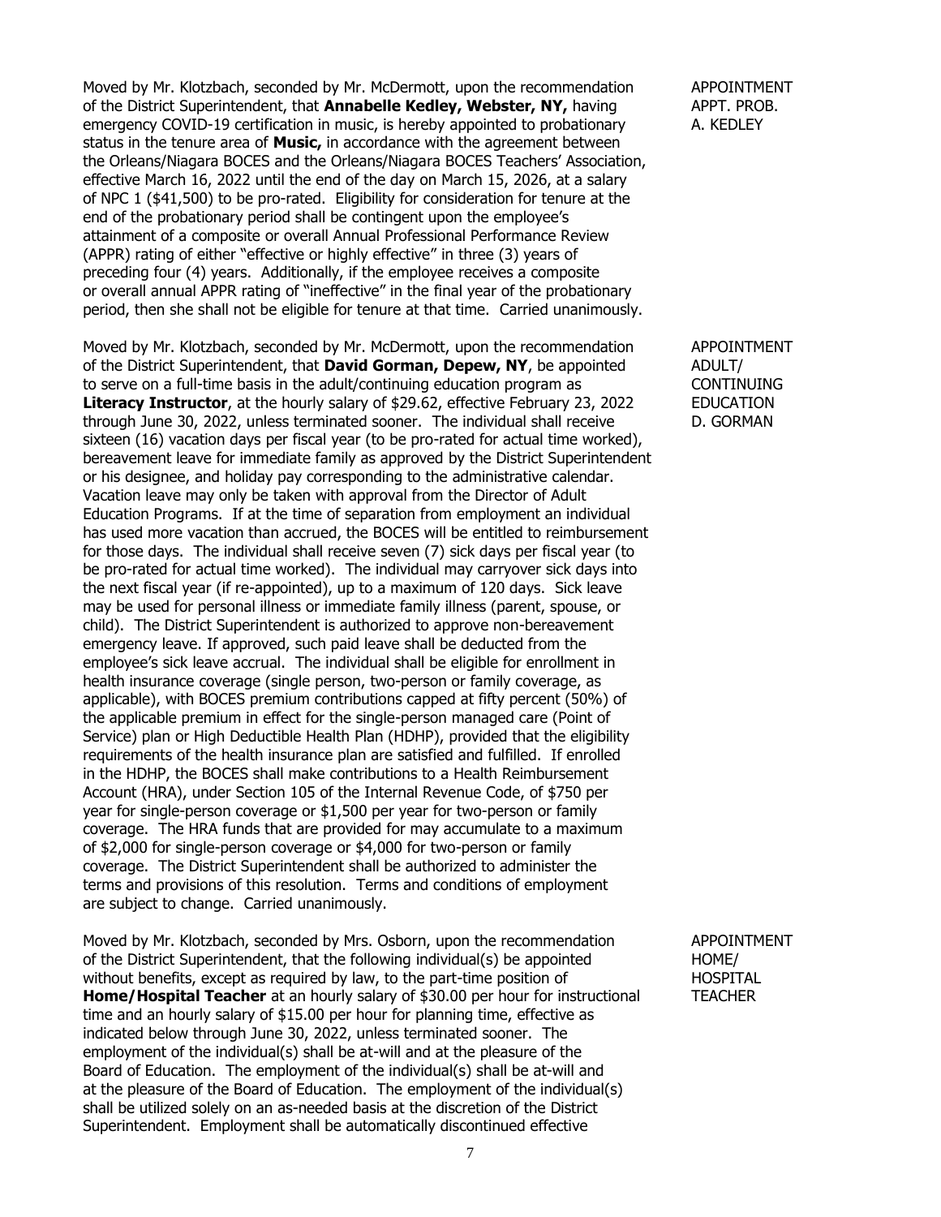Moved by Mr. Klotzbach, seconded by Mr. McDermott, upon the recommendation of the District Superintendent, that **Annabelle Kedley, Webster, NY,** having emergency COVID-19 certification in music, is hereby appointed to probationary status in the tenure area of **Music,** in accordance with the agreement between the Orleans/Niagara BOCES and the Orleans/Niagara BOCES Teachers' Association, effective March 16, 2022 until the end of the day on March 15, 2026, at a salary of NPC 1 ($41,500) to be pro-rated. Eligibility for consideration for tenure at the end of the probationary period shall be contingent upon the employee's attainment of a composite or overall Annual Professional Performance Review (APPR) rating of either "effective or highly effective" in three (3) years of preceding four (4) years. Additionally, if the employee receives a composite or overall annual APPR rating of "ineffective" in the final year of the probationary period, then she shall not be eligible for tenure at that time. Carried unanimously.

APPOINTMENT
APPT. PROB.
A. KEDLEY

Moved by Mr. Klotzbach, seconded by Mr. McDermott, upon the recommendation of the District Superintendent, that **David Gorman, Depew, NY**, be appointed to serve on a full-time basis in the adult/continuing education program as **Literacy Instructor**, at the hourly salary of $29.62, effective February 23, 2022 through June 30, 2022, unless terminated sooner. The individual shall receive sixteen (16) vacation days per fiscal year (to be pro-rated for actual time worked), bereavement leave for immediate family as approved by the District Superintendent or his designee, and holiday pay corresponding to the administrative calendar. Vacation leave may only be taken with approval from the Director of Adult Education Programs. If at the time of separation from employment an individual has used more vacation than accrued, the BOCES will be entitled to reimbursement for those days. The individual shall receive seven (7) sick days per fiscal year (to be pro-rated for actual time worked). The individual may carryover sick days into the next fiscal year (if re-appointed), up to a maximum of 120 days. Sick leave may be used for personal illness or immediate family illness (parent, spouse, or child). The District Superintendent is authorized to approve non-bereavement emergency leave. If approved, such paid leave shall be deducted from the employee's sick leave accrual. The individual shall be eligible for enrollment in health insurance coverage (single person, two-person or family coverage, as applicable), with BOCES premium contributions capped at fifty percent (50%) of the applicable premium in effect for the single-person managed care (Point of Service) plan or High Deductible Health Plan (HDHP), provided that the eligibility requirements of the health insurance plan are satisfied and fulfilled. If enrolled in the HDHP, the BOCES shall make contributions to a Health Reimbursement Account (HRA), under Section 105 of the Internal Revenue Code, of $750 per year for single-person coverage or $1,500 per year for two-person or family coverage. The HRA funds that are provided for may accumulate to a maximum of $2,000 for single-person coverage or $4,000 for two-person or family coverage. The District Superintendent shall be authorized to administer the terms and provisions of this resolution. Terms and conditions of employment are subject to change. Carried unanimously.

APPOINTMENT
ADULT/
CONTINUING
EDUCATION
D. GORMAN

Moved by Mr. Klotzbach, seconded by Mrs. Osborn, upon the recommendation of the District Superintendent, that the following individual(s) be appointed without benefits, except as required by law, to the part-time position of **Home/Hospital Teacher** at an hourly salary of $30.00 per hour for instructional time and an hourly salary of $15.00 per hour for planning time, effective as indicated below through June 30, 2022, unless terminated sooner. The employment of the individual(s) shall be at-will and at the pleasure of the Board of Education. The employment of the individual(s) shall be at-will and at the pleasure of the Board of Education. The employment of the individual(s) shall be utilized solely on an as-needed basis at the discretion of the District Superintendent. Employment shall be automatically discontinued effective

APPOINTMENT
HOME/
HOSPITAL
TEACHER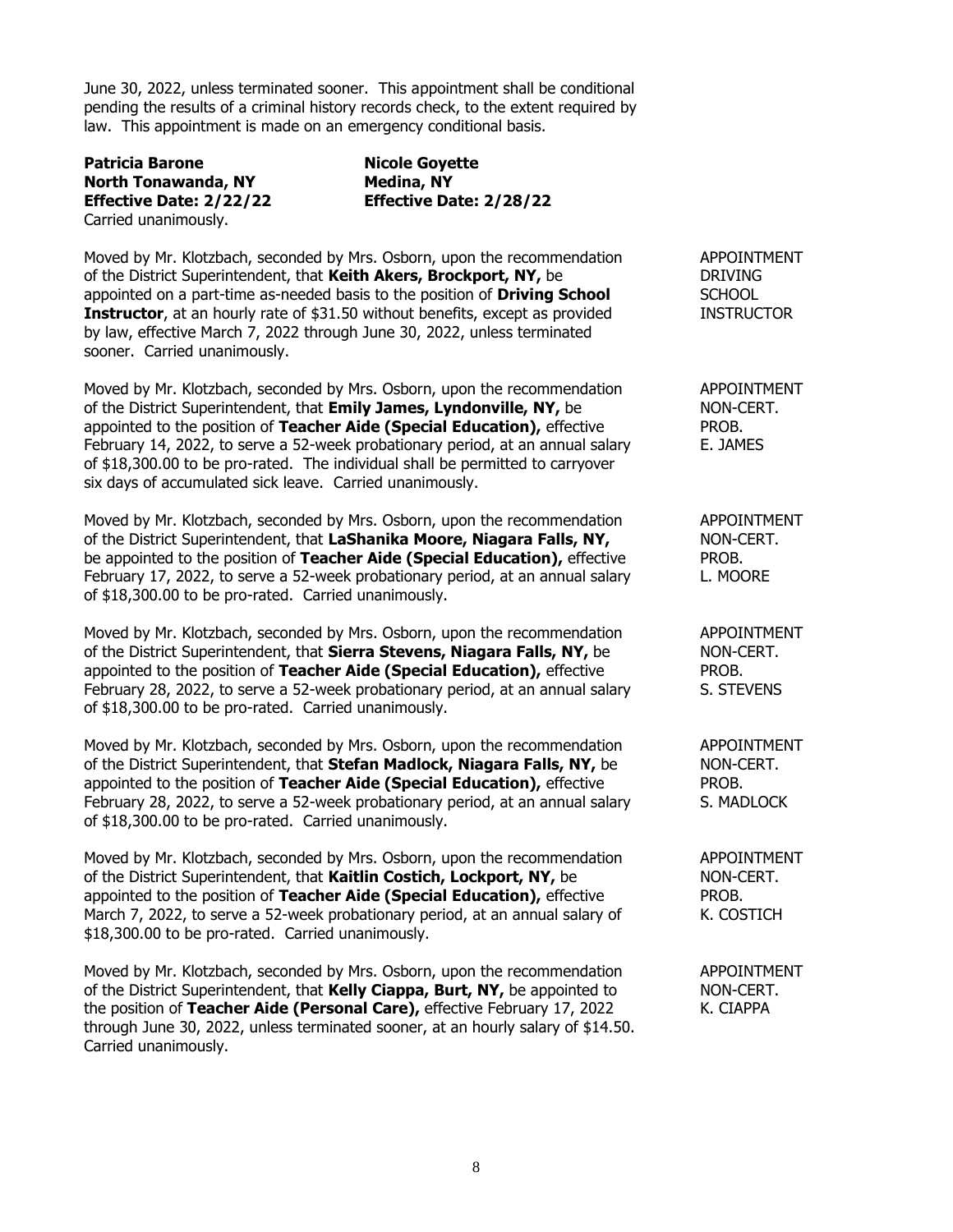June 30, 2022, unless terminated sooner. This appointment shall be conditional pending the results of a criminal history records check, to the extent required by law. This appointment is made on an emergency conditional basis.

| **Patricia Barone** | **Nicole Goyette** |
|---|---|
| **North Tonawanda, NY** | **Medina, NY** |
| **Effective Date: 2/22/22** | **Effective Date: 2/28/22** |

Carried unanimously.

APPOINTMENT DRIVING SCHOOL INSTRUCTOR

Moved by Mr. Klotzbach, seconded by Mrs. Osborn, upon the recommendation of the District Superintendent, that **Keith Akers, Brockport, NY,** be appointed on a part-time as-needed basis to the position of **Driving School Instructor**, at an hourly rate of $31.50 without benefits, except as provided by law, effective March 7, 2022 through June 30, 2022, unless terminated sooner. Carried unanimously.

APPOINTMENT NON-CERT. PROB. E. JAMES

Moved by Mr. Klotzbach, seconded by Mrs. Osborn, upon the recommendation of the District Superintendent, that **Emily James, Lyndonville, NY,** be appointed to the position of **Teacher Aide (Special Education),** effective February 14, 2022, to serve a 52-week probationary period, at an annual salary of $18,300.00 to be pro-rated. The individual shall be permitted to carryover six days of accumulated sick leave. Carried unanimously.

APPOINTMENT NON-CERT. PROB. L. MOORE

Moved by Mr. Klotzbach, seconded by Mrs. Osborn, upon the recommendation of the District Superintendent, that **LaShanika Moore, Niagara Falls, NY,** be appointed to the position of **Teacher Aide (Special Education),** effective February 17, 2022, to serve a 52-week probationary period, at an annual salary of $18,300.00 to be pro-rated. Carried unanimously.

APPOINTMENT NON-CERT. PROB. S. STEVENS

Moved by Mr. Klotzbach, seconded by Mrs. Osborn, upon the recommendation of the District Superintendent, that **Sierra Stevens, Niagara Falls, NY,** be appointed to the position of **Teacher Aide (Special Education),** effective February 28, 2022, to serve a 52-week probationary period, at an annual salary of $18,300.00 to be pro-rated. Carried unanimously.

APPOINTMENT NON-CERT. PROB. S. MADLOCK

Moved by Mr. Klotzbach, seconded by Mrs. Osborn, upon the recommendation of the District Superintendent, that **Stefan Madlock, Niagara Falls, NY,** be appointed to the position of **Teacher Aide (Special Education),** effective February 28, 2022, to serve a 52-week probationary period, at an annual salary of $18,300.00 to be pro-rated. Carried unanimously.

APPOINTMENT NON-CERT. PROB. K. COSTICH

Moved by Mr. Klotzbach, seconded by Mrs. Osborn, upon the recommendation of the District Superintendent, that **Kaitlin Costich, Lockport, NY,** be appointed to the position of **Teacher Aide (Special Education),** effective March 7, 2022, to serve a 52-week probationary period, at an annual salary of $18,300.00 to be pro-rated. Carried unanimously.

APPOINTMENT NON-CERT. K. CIAPPA

Moved by Mr. Klotzbach, seconded by Mrs. Osborn, upon the recommendation of the District Superintendent, that **Kelly Ciappa, Burt, NY,** be appointed to the position of **Teacher Aide (Personal Care),** effective February 17, 2022 through June 30, 2022, unless terminated sooner, at an hourly salary of $14.50. Carried unanimously.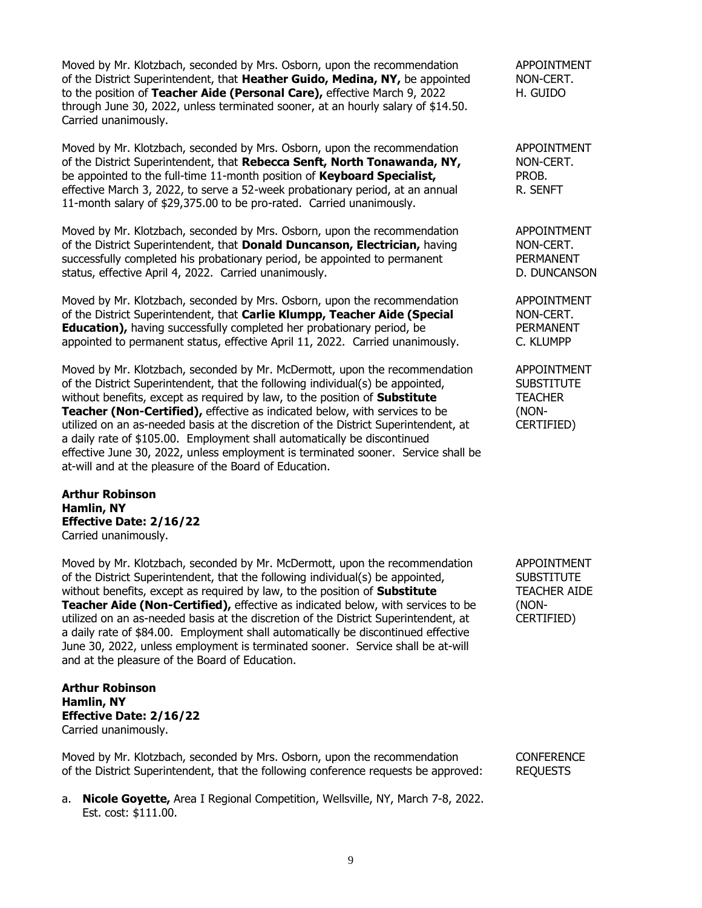Moved by Mr. Klotzbach, seconded by Mrs. Osborn, upon the recommendation of the District Superintendent, that **Heather Guido, Medina, NY,** be appointed to the position of **Teacher Aide (Personal Care),** effective March 9, 2022 through June 30, 2022, unless terminated sooner, at an hourly salary of $14.50. Carried unanimously.

APPOINTMENT
NON-CERT.
H. GUIDO

Moved by Mr. Klotzbach, seconded by Mrs. Osborn, upon the recommendation of the District Superintendent, that **Rebecca Senft, North Tonawanda, NY,** be appointed to the full-time 11-month position of **Keyboard Specialist,** effective March 3, 2022, to serve a 52-week probationary period, at an annual 11-month salary of $29,375.00 to be pro-rated. Carried unanimously.

APPOINTMENT
NON-CERT.
PROB.
R. SENFT

Moved by Mr. Klotzbach, seconded by Mrs. Osborn, upon the recommendation of the District Superintendent, that **Donald Duncanson, Electrician,** having successfully completed his probationary period, be appointed to permanent status, effective April 4, 2022. Carried unanimously.

APPOINTMENT
NON-CERT.
PERMANENT
D. DUNCANSON

Moved by Mr. Klotzbach, seconded by Mrs. Osborn, upon the recommendation of the District Superintendent, that **Carlie Klumpp, Teacher Aide (Special Education),** having successfully completed her probationary period, be appointed to permanent status, effective April 11, 2022. Carried unanimously.

APPOINTMENT
NON-CERT.
PERMANENT
C. KLUMPP

Moved by Mr. Klotzbach, seconded by Mr. McDermott, upon the recommendation of the District Superintendent, that the following individual(s) be appointed, without benefits, except as required by law, to the position of **Substitute Teacher (Non-Certified),** effective as indicated below, with services to be utilized on an as-needed basis at the discretion of the District Superintendent, at a daily rate of $105.00. Employment shall automatically be discontinued effective June 30, 2022, unless employment is terminated sooner. Service shall be at-will and at the pleasure of the Board of Education.

APPOINTMENT
SUBSTITUTE
TEACHER
(NON-CERTIFIED)

**Arthur Robinson**
**Hamlin, NY**
**Effective Date: 2/16/22**
Carried unanimously.

Moved by Mr. Klotzbach, seconded by Mr. McDermott, upon the recommendation of the District Superintendent, that the following individual(s) be appointed, without benefits, except as required by law, to the position of **Substitute Teacher Aide (Non-Certified),** effective as indicated below, with services to be utilized on an as-needed basis at the discretion of the District Superintendent, at a daily rate of $84.00. Employment shall automatically be discontinued effective June 30, 2022, unless employment is terminated sooner. Service shall be at-will and at the pleasure of the Board of Education.

APPOINTMENT
SUBSTITUTE
TEACHER AIDE
(NON-CERTIFIED)

**Arthur Robinson**
**Hamlin, NY**
**Effective Date: 2/16/22**
Carried unanimously.

Moved by Mr. Klotzbach, seconded by Mrs. Osborn, upon the recommendation of the District Superintendent, that the following conference requests be approved:

CONFERENCE
REQUESTS

a. **Nicole Goyette,** Area I Regional Competition, Wellsville, NY, March 7-8, 2022. Est. cost: $111.00.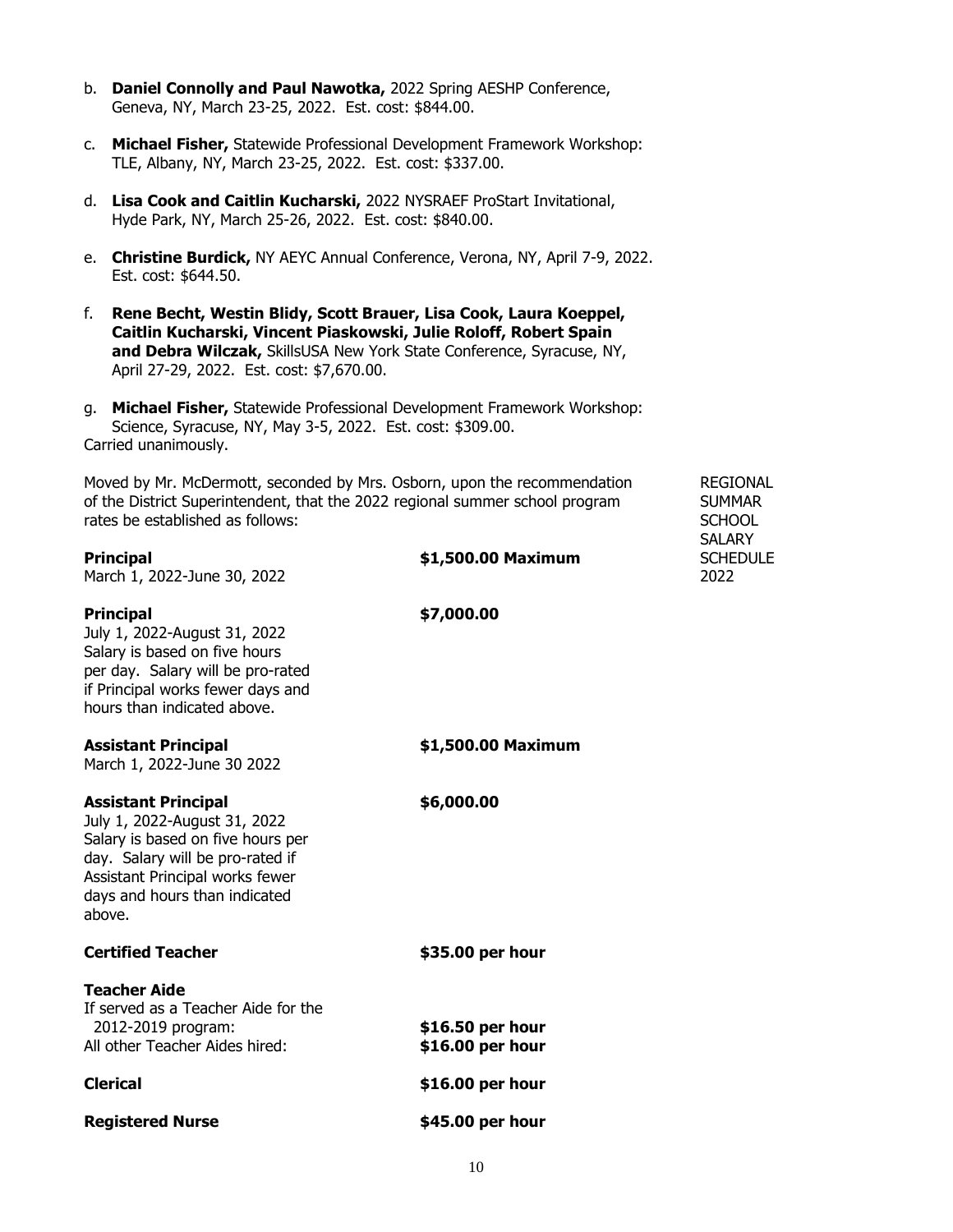b. **Daniel Connolly and Paul Nawotka,** 2022 Spring AESHP Conference, Geneva, NY, March 23-25, 2022. Est. cost: $844.00.

c. **Michael Fisher,** Statewide Professional Development Framework Workshop: TLE, Albany, NY, March 23-25, 2022. Est. cost: $337.00.

d. **Lisa Cook and Caitlin Kucharski,** 2022 NYSRAEF ProStart Invitational, Hyde Park, NY, March 25-26, 2022. Est. cost: $840.00.

e. **Christine Burdick,** NY AEYC Annual Conference, Verona, NY, April 7-9, 2022. Est. cost: $644.50.

f. **Rene Becht, Westin Blidy, Scott Brauer, Lisa Cook, Laura Koeppel, Caitlin Kucharski, Vincent Piaskowski, Julie Roloff, Robert Spain and Debra Wilczak,** SkillsUSA New York State Conference, Syracuse, NY, April 27-29, 2022. Est. cost: $7,670.00.

g. **Michael Fisher,** Statewide Professional Development Framework Workshop: Science, Syracuse, NY, May 3-5, 2022. Est. cost: $309.00.

Carried unanimously.

REGIONAL SUMMAR SCHOOL SALARY SCHEDULE 2022

Moved by Mr. McDermott, seconded by Mrs. Osborn, upon the recommendation of the District Superintendent, that the 2022 regional summer school program rates be established as follows:

| | |
|---|---|
| **Principal**<br>March 1, 2022-June 30, 2022 | **$1,500.00 Maximum** |
| **Principal**<br>July 1, 2022-August 31, 2022<br>Salary is based on five hours per day. Salary will be pro-rated if Principal works fewer days and hours than indicated above. | **$7,000.00** |
| **Assistant Principal**<br>March 1, 2022-June 30 2022 | **$1,500.00 Maximum** |
| **Assistant Principal**<br>July 1, 2022-August 31, 2022<br>Salary is based on five hours per day. Salary will be pro-rated if Assistant Principal works fewer days and hours than indicated above. | **$6,000.00** |
| **Certified Teacher** | **$35.00 per hour** |
| **Teacher Aide**<br>If served as a Teacher Aide for the 2012-2019 program: | **$16.50 per hour** |
| All other Teacher Aides hired: | **$16.00 per hour** |
| **Clerical** | **$16.00 per hour** |
| **Registered Nurse** | **$45.00 per hour** |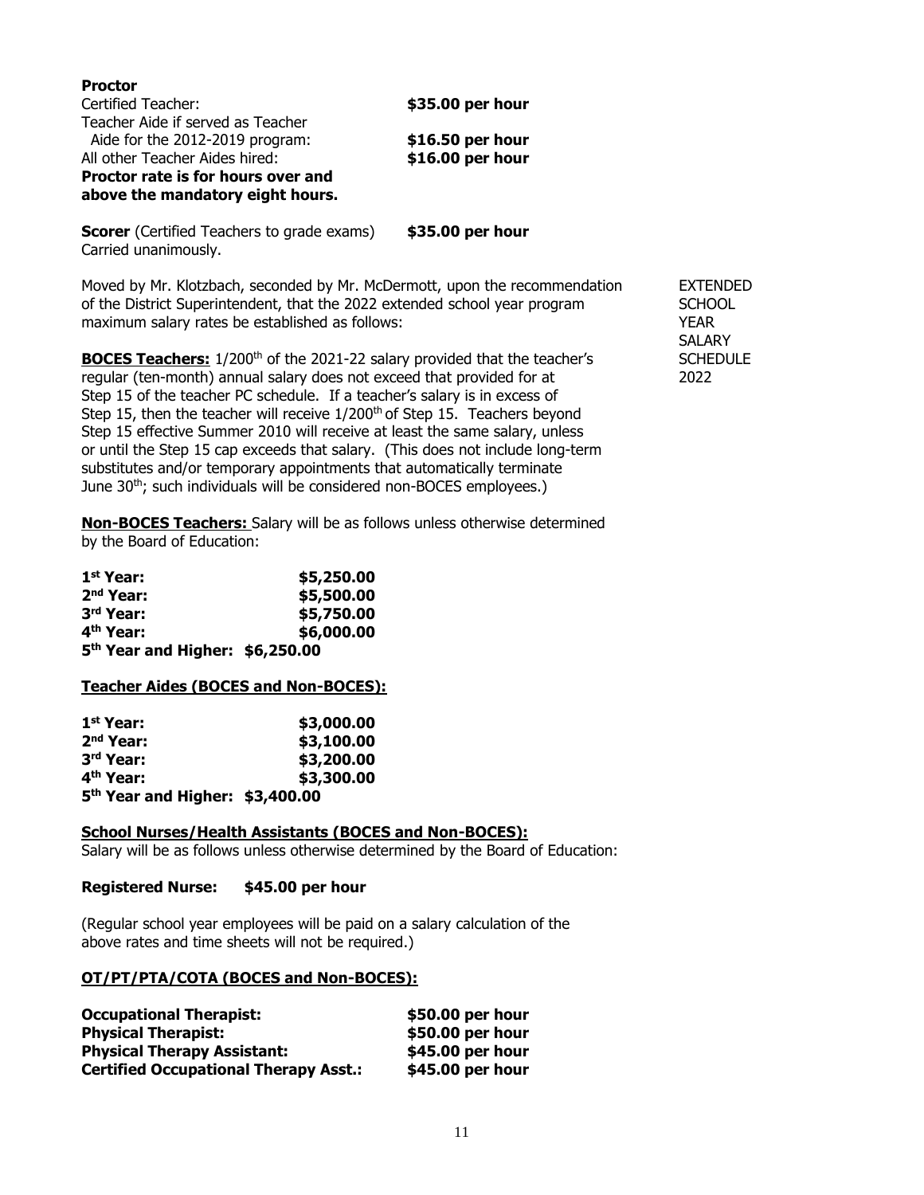**Proctor**

| | |
|---|---|
| Certified Teacher: | **$35.00 per hour** |
| Teacher Aide if served as Teacher Aide for the 2012-2019 program: | **$16.50 per hour** |
| All other Teacher Aides hired: | **$16.00 per hour** |

**Proctor rate is for hours over and above the mandatory eight hours.**

**Scorer** (Certified Teachers to grade exams) **$35.00 per hour**
Carried unanimously.

EXTENDED SCHOOL YEAR SALARY SCHEDULE 2022

Moved by Mr. Klotzbach, seconded by Mr. McDermott, upon the recommendation of the District Superintendent, that the 2022 extended school year program maximum salary rates be established as follows:

**BOCES Teachers:** 1/200th of the 2021-22 salary provided that the teacher's regular (ten-month) annual salary does not exceed that provided for at Step 15 of the teacher PC schedule. If a teacher's salary is in excess of Step 15, then the teacher will receive 1/200th of Step 15. Teachers beyond Step 15 effective Summer 2010 will receive at least the same salary, unless or until the Step 15 cap exceeds that salary. (This does not include long-term substitutes and/or temporary appointments that automatically terminate June 30th; such individuals will be considered non-BOCES employees.)

**Non-BOCES Teachers:** Salary will be as follows unless otherwise determined by the Board of Education:

| | |
|---|---|
| **1st Year:** | **$5,250.00** |
| **2nd Year:** | **$5,500.00** |
| **3rd Year:** | **$5,750.00** |
| **4th Year:** | **$6,000.00** |
| **5th Year and Higher:** | **$6,250.00** |

**Teacher Aides (BOCES and Non-BOCES):**

| | |
|---|---|
| **1st Year:** | **$3,000.00** |
| **2nd Year:** | **$3,100.00** |
| **3rd Year:** | **$3,200.00** |
| **4th Year:** | **$3,300.00** |
| **5th Year and Higher:** | **$3,400.00** |

**School Nurses/Health Assistants (BOCES and Non-BOCES):**
Salary will be as follows unless otherwise determined by the Board of Education:

**Registered Nurse: $45.00 per hour**

(Regular school year employees will be paid on a salary calculation of the above rates and time sheets will not be required.)

**OT/PT/PTA/COTA (BOCES and Non-BOCES):**

| | |
|---|---|
| **Occupational Therapist:** | **$50.00 per hour** |
| **Physical Therapist:** | **$50.00 per hour** |
| **Physical Therapy Assistant:** | **$45.00 per hour** |
| **Certified Occupational Therapy Asst.:** | **$45.00 per hour** |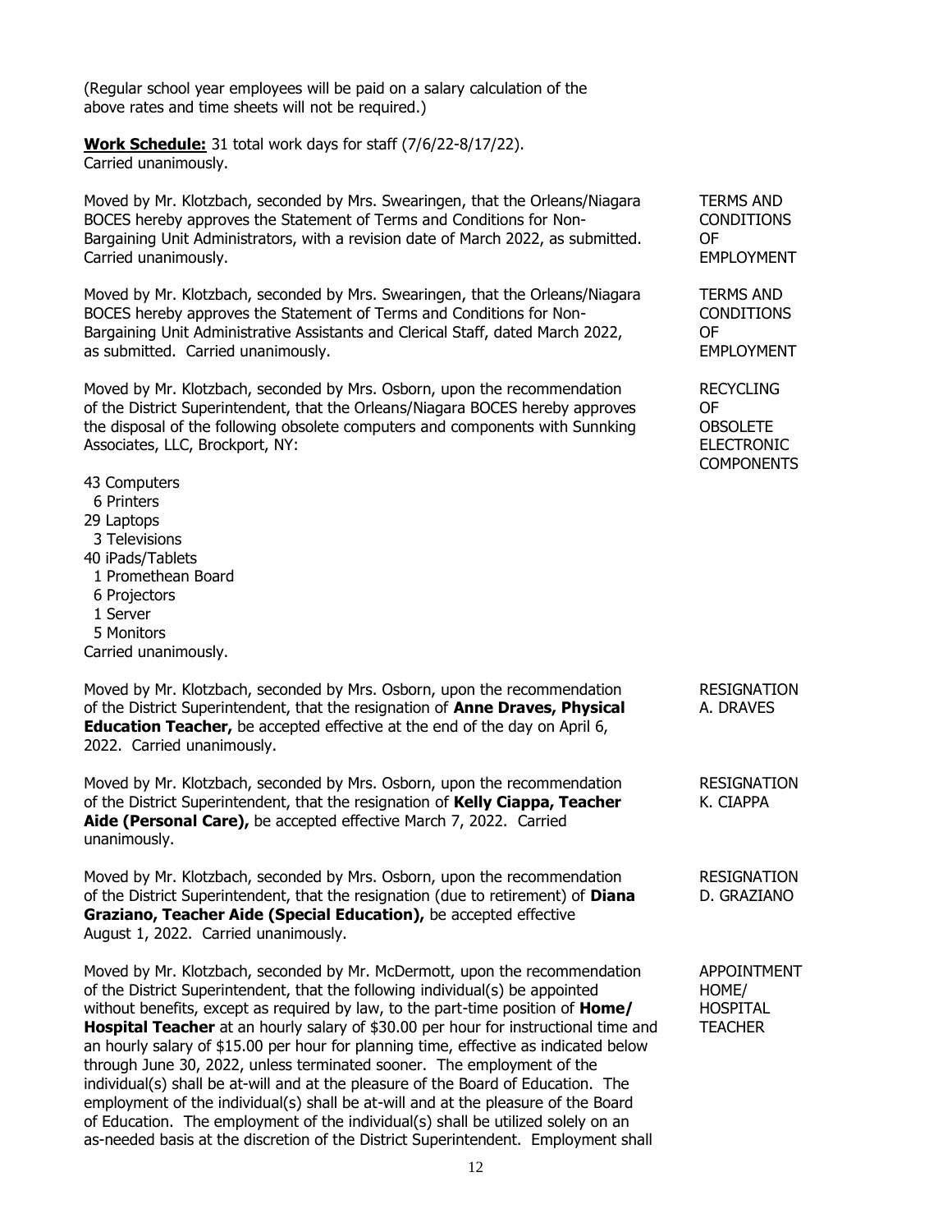(Regular school year employees will be paid on a salary calculation of the above rates and time sheets will not be required.)

**Work Schedule:** 31 total work days for staff (7/6/22-8/17/22). Carried unanimously.

Moved by Mr. Klotzbach, seconded by Mrs. Swearingen, that the Orleans/Niagara BOCES hereby approves the Statement of Terms and Conditions for Non-Bargaining Unit Administrators, with a revision date of March 2022, as submitted. Carried unanimously.

TERMS AND CONDITIONS OF EMPLOYMENT

Moved by Mr. Klotzbach, seconded by Mrs. Swearingen, that the Orleans/Niagara BOCES hereby approves the Statement of Terms and Conditions for Non-Bargaining Unit Administrative Assistants and Clerical Staff, dated March 2022, as submitted. Carried unanimously.

TERMS AND CONDITIONS OF EMPLOYMENT

Moved by Mr. Klotzbach, seconded by Mrs. Osborn, upon the recommendation of the District Superintendent, that the Orleans/Niagara BOCES hereby approves the disposal of the following obsolete computers and components with Sunnking Associates, LLC, Brockport, NY:

RECYCLING OF OBSOLETE ELECTRONIC COMPONENTS

43 Computers
6 Printers
29 Laptops
3 Televisions
40 iPads/Tablets
1 Promethean Board
6 Projectors
1 Server
5 Monitors

Carried unanimously.

Moved by Mr. Klotzbach, seconded by Mrs. Osborn, upon the recommendation of the District Superintendent, that the resignation of **Anne Draves, Physical Education Teacher,** be accepted effective at the end of the day on April 6, 2022. Carried unanimously.

RESIGNATION A. DRAVES

Moved by Mr. Klotzbach, seconded by Mrs. Osborn, upon the recommendation of the District Superintendent, that the resignation of **Kelly Ciappa, Teacher Aide (Personal Care),** be accepted effective March 7, 2022. Carried unanimously.

RESIGNATION K. CIAPPA

Moved by Mr. Klotzbach, seconded by Mrs. Osborn, upon the recommendation of the District Superintendent, that the resignation (due to retirement) of **Diana Graziano, Teacher Aide (Special Education),** be accepted effective August 1, 2022. Carried unanimously.

RESIGNATION D. GRAZIANO

Moved by Mr. Klotzbach, seconded by Mr. McDermott, upon the recommendation of the District Superintendent, that the following individual(s) be appointed without benefits, except as required by law, to the part-time position of **Home/ Hospital Teacher** at an hourly salary of $30.00 per hour for instructional time and an hourly salary of $15.00 per hour for planning time, effective as indicated below through June 30, 2022, unless terminated sooner. The employment of the individual(s) shall be at-will and at the pleasure of the Board of Education. The employment of the individual(s) shall be at-will and at the pleasure of the Board of Education. The employment of the individual(s) shall be utilized solely on an as-needed basis at the discretion of the District Superintendent. Employment shall

APPOINTMENT HOME/ HOSPITAL TEACHER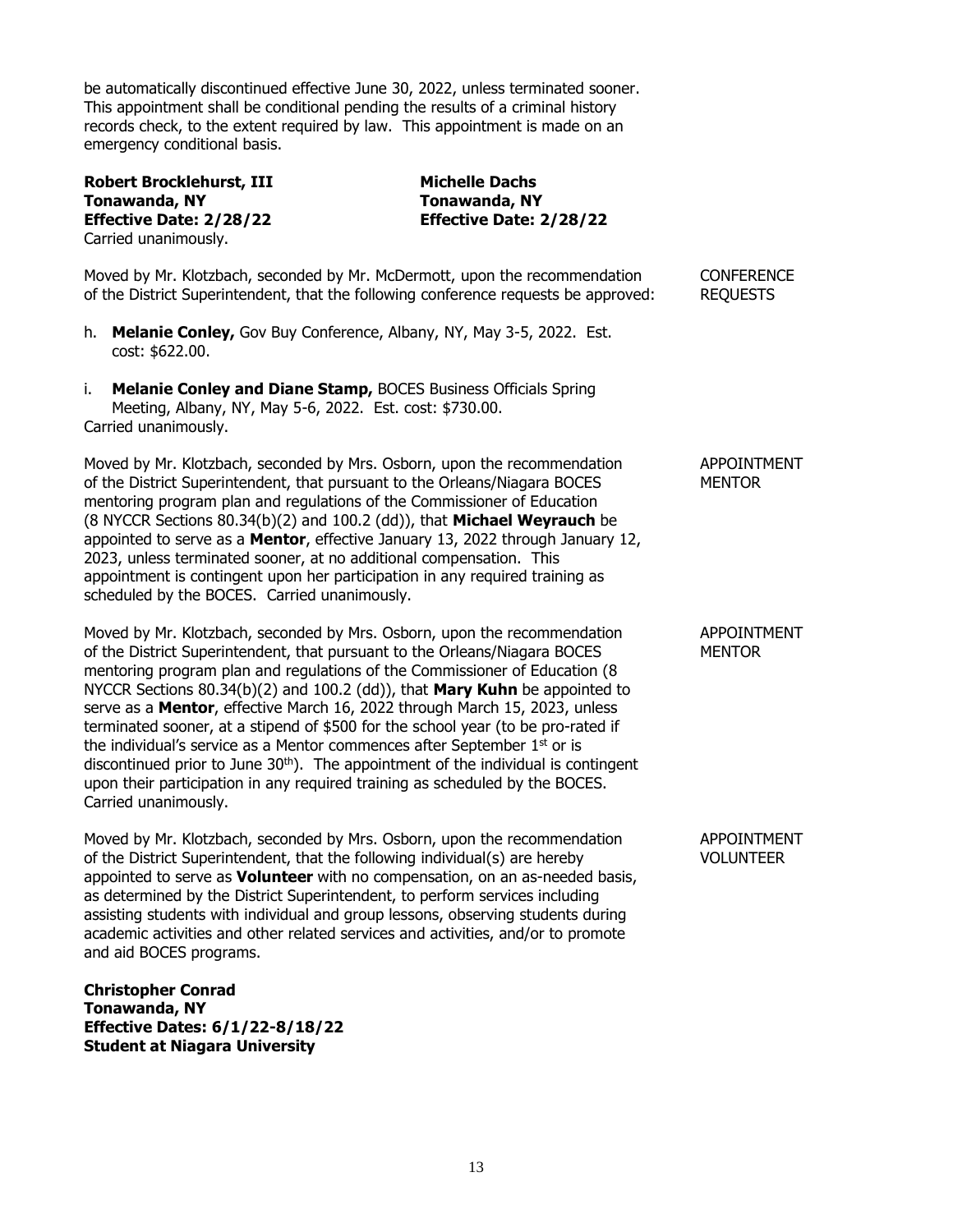be automatically discontinued effective June 30, 2022, unless terminated sooner. This appointment shall be conditional pending the results of a criminal history records check, to the extent required by law. This appointment is made on an emergency conditional basis.

**Robert Brocklehurst, III**
**Tonawanda, NY**
**Effective Date: 2/28/22**

**Michelle Dachs**
**Tonawanda, NY**
**Effective Date: 2/28/22**

Carried unanimously.

CONFERENCE REQUESTS

Moved by Mr. Klotzbach, seconded by Mr. McDermott, upon the recommendation of the District Superintendent, that the following conference requests be approved:

h. **Melanie Conley,** Gov Buy Conference, Albany, NY, May 3-5, 2022. Est. cost: $622.00.

i. **Melanie Conley and Diane Stamp,** BOCES Business Officials Spring Meeting, Albany, NY, May 5-6, 2022. Est. cost: $730.00.

Carried unanimously.

APPOINTMENT MENTOR

Moved by Mr. Klotzbach, seconded by Mrs. Osborn, upon the recommendation of the District Superintendent, that pursuant to the Orleans/Niagara BOCES mentoring program plan and regulations of the Commissioner of Education (8 NYCCR Sections 80.34(b)(2) and 100.2 (dd)), that **Michael Weyrauch** be appointed to serve as a **Mentor**, effective January 13, 2022 through January 12, 2023, unless terminated sooner, at no additional compensation. This appointment is contingent upon her participation in any required training as scheduled by the BOCES. Carried unanimously.

APPOINTMENT MENTOR

Moved by Mr. Klotzbach, seconded by Mrs. Osborn, upon the recommendation of the District Superintendent, that pursuant to the Orleans/Niagara BOCES mentoring program plan and regulations of the Commissioner of Education (8 NYCCR Sections 80.34(b)(2) and 100.2 (dd)), that **Mary Kuhn** be appointed to serve as a **Mentor**, effective March 16, 2022 through March 15, 2023, unless terminated sooner, at a stipend of $500 for the school year (to be pro-rated if the individual's service as a Mentor commences after September 1st or is discontinued prior to June 30th). The appointment of the individual is contingent upon their participation in any required training as scheduled by the BOCES. Carried unanimously.

APPOINTMENT VOLUNTEER

Moved by Mr. Klotzbach, seconded by Mrs. Osborn, upon the recommendation of the District Superintendent, that the following individual(s) are hereby appointed to serve as **Volunteer** with no compensation, on an as-needed basis, as determined by the District Superintendent, to perform services including assisting students with individual and group lessons, observing students during academic activities and other related services and activities, and/or to promote and aid BOCES programs.

**Christopher Conrad**
**Tonawanda, NY**
**Effective Dates: 6/1/22-8/18/22**
**Student at Niagara University**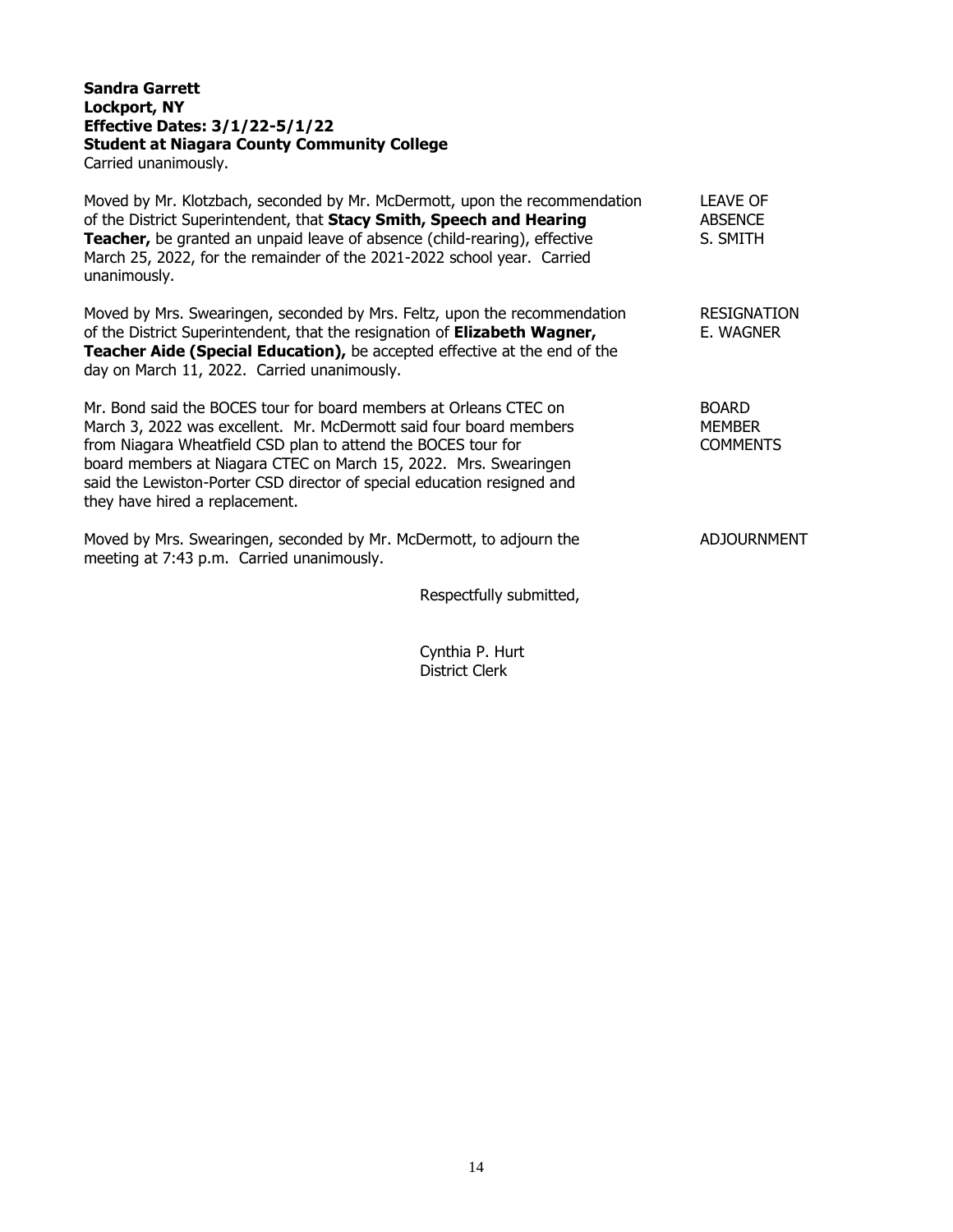**Sandra Garrett**
**Lockport, NY**
**Effective Dates: 3/1/22-5/1/22**
**Student at Niagara County Community College**
Carried unanimously.

Moved by Mr. Klotzbach, seconded by Mr. McDermott, upon the recommendation of the District Superintendent, that **Stacy Smith, Speech and Hearing Teacher,** be granted an unpaid leave of absence (child-rearing), effective March 25, 2022, for the remainder of the 2021-2022 school year. Carried unanimously.

LEAVE OF ABSENCE S. SMITH

Moved by Mrs. Swearingen, seconded by Mrs. Feltz, upon the recommendation of the District Superintendent, that the resignation of **Elizabeth Wagner, Teacher Aide (Special Education),** be accepted effective at the end of the day on March 11, 2022. Carried unanimously.

RESIGNATION E. WAGNER

Mr. Bond said the BOCES tour for board members at Orleans CTEC on March 3, 2022 was excellent. Mr. McDermott said four board members from Niagara Wheatfield CSD plan to attend the BOCES tour for board members at Niagara CTEC on March 15, 2022. Mrs. Swearingen said the Lewiston-Porter CSD director of special education resigned and they have hired a replacement.

BOARD MEMBER COMMENTS

Moved by Mrs. Swearingen, seconded by Mr. McDermott, to adjourn the meeting at 7:43 p.m. Carried unanimously.

ADJOURNMENT

Respectfully submitted,

Cynthia P. Hurt
District Clerk